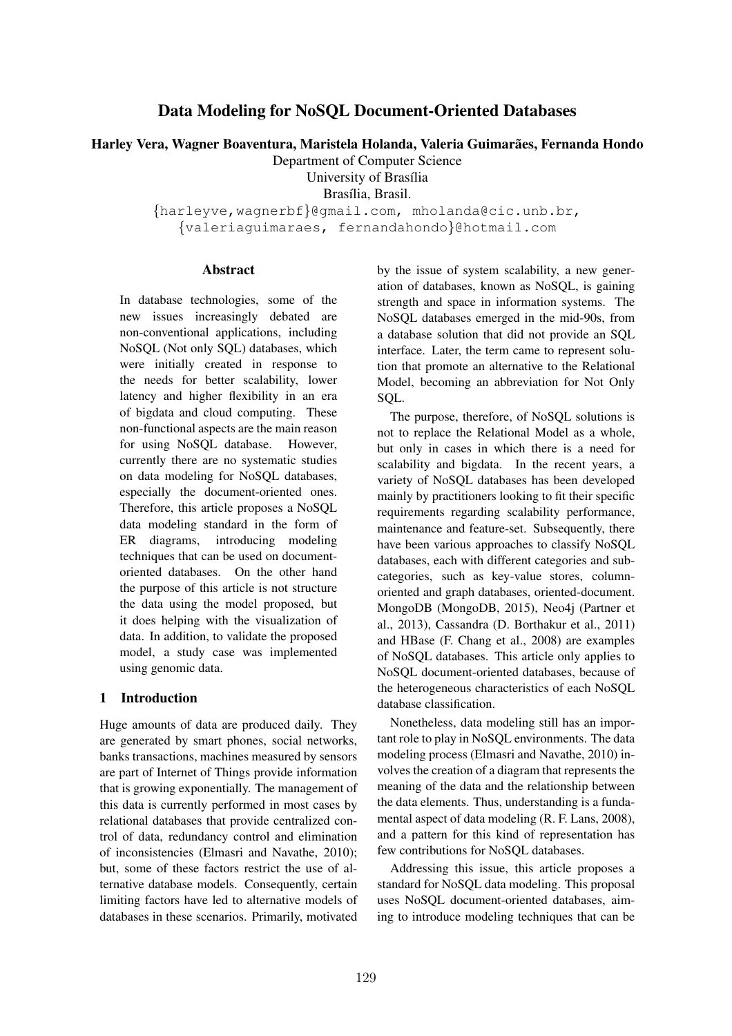# Data Modeling for NoSQL Document-Oriented Databases

**Harley Vera, Wagner Boaventura, Maristela Holanda, Valeria Guimarães, Fernanda Hondo**

Department of Computer Science
University of Brasília
Brasília, Brasil.

{harleyve,wagnerbf}@gmail.com, mholanda@cic.unb.br,
{valeriaguimaraes, fernandahondo}@hotmail.com

## Abstract

In database technologies, some of the new issues increasingly debated are non-conventional applications, including NoSQL (Not only SQL) databases, which were initially created in response to the needs for better scalability, lower latency and higher flexibility in an era of bigdata and cloud computing. These non-functional aspects are the main reason for using NoSQL database. However, currently there are no systematic studies on data modeling for NoSQL databases, especially the document-oriented ones. Therefore, this article proposes a NoSQL data modeling standard in the form of ER diagrams, introducing modeling techniques that can be used on document-oriented databases. On the other hand the purpose of this article is not structure the data using the model proposed, but it does helping with the visualization of data. In addition, to validate the proposed model, a study case was implemented using genomic data.

## 1 Introduction

Huge amounts of data are produced daily. They are generated by smart phones, social networks, banks transactions, machines measured by sensors are part of Internet of Things provide information that is growing exponentially. The management of this data is currently performed in most cases by relational databases that provide centralized control of data, redundancy control and elimination of inconsistencies (Elmasri and Navathe, 2010); but, some of these factors restrict the use of alternative database models. Consequently, certain limiting factors have led to alternative models of databases in these scenarios. Primarily, motivated by the issue of system scalability, a new generation of databases, known as NoSQL, is gaining strength and space in information systems. The NoSQL databases emerged in the mid-90s, from a database solution that did not provide an SQL interface. Later, the term came to represent solution that promote an alternative to the Relational Model, becoming an abbreviation for Not Only SQL.

The purpose, therefore, of NoSQL solutions is not to replace the Relational Model as a whole, but only in cases in which there is a need for scalability and bigdata. In the recent years, a variety of NoSQL databases has been developed mainly by practitioners looking to fit their specific requirements regarding scalability performance, maintenance and feature-set. Subsequently, there have been various approaches to classify NoSQL databases, each with different categories and subcategories, such as key-value stores, column-oriented and graph databases, oriented-document. MongoDB (MongoDB, 2015), Neo4j (Partner et al., 2013), Cassandra (D. Borthakur et al., 2011) and HBase (F. Chang et al., 2008) are examples of NoSQL databases. This article only applies to NoSQL document-oriented databases, because of the heterogeneous characteristics of each NoSQL database classification.

Nonetheless, data modeling still has an important role to play in NoSQL environments. The data modeling process (Elmasri and Navathe, 2010) involves the creation of a diagram that represents the meaning of the data and the relationship between the data elements. Thus, understanding is a fundamental aspect of data modeling (R. F. Lans, 2008), and a pattern for this kind of representation has few contributions for NoSQL databases.

Addressing this issue, this article proposes a standard for NoSQL data modeling. This proposal uses NoSQL document-oriented databases, aiming to introduce modeling techniques that can be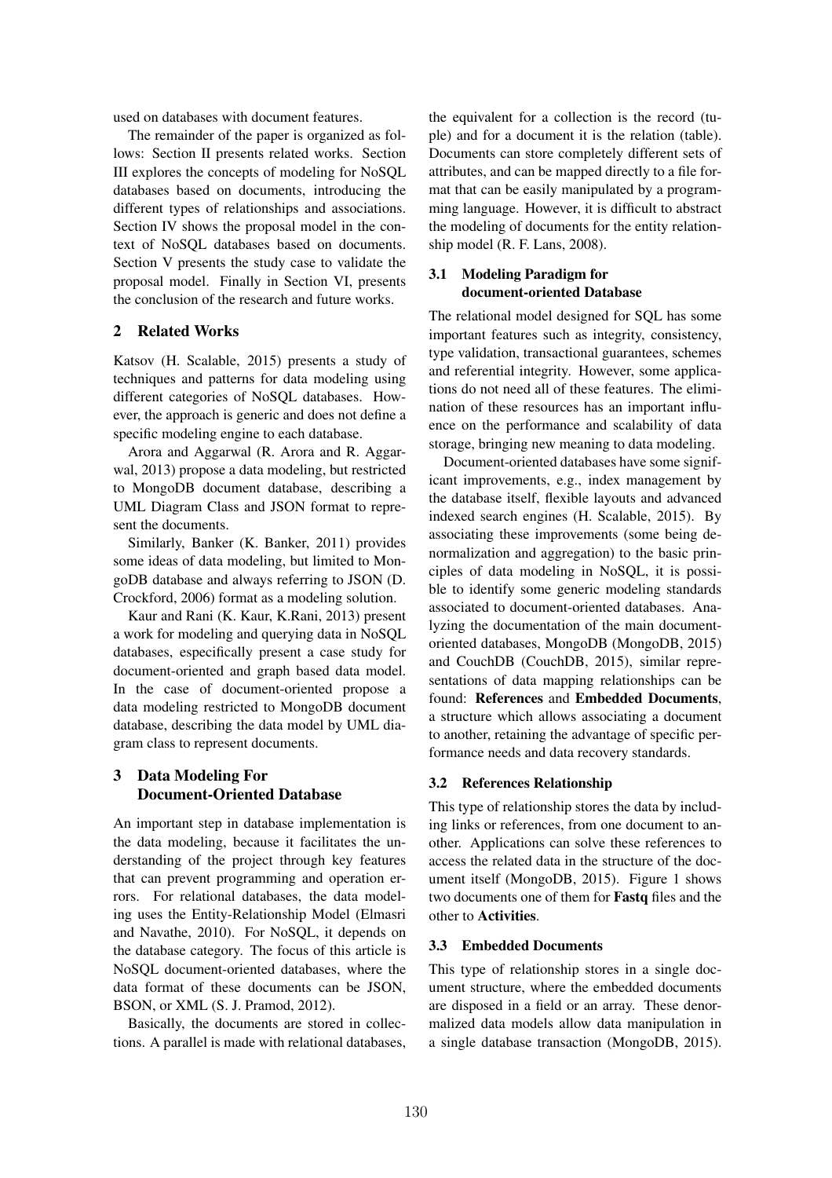used on databases with document features.

The remainder of the paper is organized as follows: Section II presents related works. Section III explores the concepts of modeling for NoSQL databases based on documents, introducing the different types of relationships and associations. Section IV shows the proposal model in the context of NoSQL databases based on documents. Section V presents the study case to validate the proposal model. Finally in Section VI, presents the conclusion of the research and future works.

## 2 Related Works

Katsov (H. Scalable, 2015) presents a study of techniques and patterns for data modeling using different categories of NoSQL databases. However, the approach is generic and does not define a specific modeling engine to each database.

Arora and Aggarwal (R. Arora and R. Aggarwal, 2013) propose a data modeling, but restricted to MongoDB document database, describing a UML Diagram Class and JSON format to represent the documents.

Similarly, Banker (K. Banker, 2011) provides some ideas of data modeling, but limited to MongoDB database and always referring to JSON (D. Crockford, 2006) format as a modeling solution.

Kaur and Rani (K. Kaur, K.Rani, 2013) present a work for modeling and querying data in NoSQL databases, especifically present a case study for document-oriented and graph based data model. In the case of document-oriented propose a data modeling restricted to MongoDB document database, describing the data model by UML diagram class to represent documents.

## 3 Data Modeling For Document-Oriented Database

An important step in database implementation is the data modeling, because it facilitates the understanding of the project through key features that can prevent programming and operation errors. For relational databases, the data modeling uses the Entity-Relationship Model (Elmasri and Navathe, 2010). For NoSQL, it depends on the database category. The focus of this article is NoSQL document-oriented databases, where the data format of these documents can be JSON, BSON, or XML (S. J. Pramod, 2012).

Basically, the documents are stored in collections. A parallel is made with relational databases, the equivalent for a collection is the record (tuple) and for a document it is the relation (table). Documents can store completely different sets of attributes, and can be mapped directly to a file format that can be easily manipulated by a programming language. However, it is difficult to abstract the modeling of documents for the entity relationship model (R. F. Lans, 2008).

### 3.1 Modeling Paradigm for document-oriented Database

The relational model designed for SQL has some important features such as integrity, consistency, type validation, transactional guarantees, schemes and referential integrity. However, some applications do not need all of these features. The elimination of these resources has an important influence on the performance and scalability of data storage, bringing new meaning to data modeling.

Document-oriented databases have some significant improvements, e.g., index management by the database itself, flexible layouts and advanced indexed search engines (H. Scalable, 2015). By associating these improvements (some being denormalization and aggregation) to the basic principles of data modeling in NoSQL, it is possible to identify some generic modeling standards associated to document-oriented databases. Analyzing the documentation of the main document-oriented databases, MongoDB (MongoDB, 2015) and CouchDB (CouchDB, 2015), similar representations of data mapping relationships can be found: **References** and **Embedded Documents**, a structure which allows associating a document to another, retaining the advantage of specific performance needs and data recovery standards.

### 3.2 References Relationship

This type of relationship stores the data by including links or references, from one document to another. Applications can solve these references to access the related data in the structure of the document itself (MongoDB, 2015). Figure 1 shows two documents one of them for **Fastq** files and the other to **Activities**.

### 3.3 Embedded Documents

This type of relationship stores in a single document structure, where the embedded documents are disposed in a field or an array. These denormalized data models allow data manipulation in a single database transaction (MongoDB, 2015).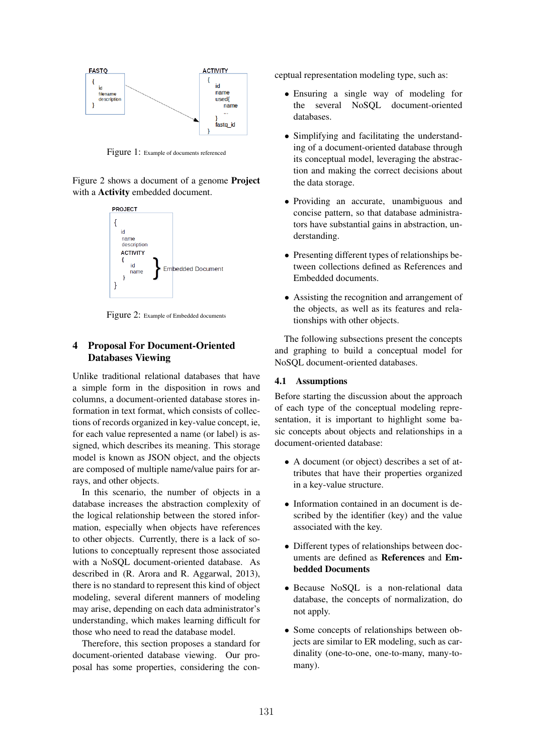FASTQ
```
{
  id
  filename
  description
}
```

ACTIVITY
```
{
  id
  name
  used{
    name
    ...
  }
  fastq_id
}
```

Figure 1: Example of documents referenced

Figure 2 shows a document of a genome **Project** with a **Activity** embedded document.

PROJECT
```
{
  id
  name
  description
  ACTIVITY
  {
    id
    name      } Embedded Document
  }
}
```

Figure 2: Example of Embedded documents

## 4 Proposal For Document-Oriented Databases Viewing

Unlike traditional relational databases that have a simple form in the disposition in rows and columns, a document-oriented database stores information in text format, which consists of collections of records organized in key-value concept, ie, for each value represented a name (or label) is assigned, which describes its meaning. This storage model is known as JSON object, and the objects are composed of multiple name/value pairs for arrays, and other objects.

In this scenario, the number of objects in a database increases the abstraction complexity of the logical relationship between the stored information, especially when objects have references to other objects. Currently, there is a lack of solutions to conceptually represent those associated with a NoSQL document-oriented database. As described in (R. Arora and R. Aggarwal, 2013), there is no standard to represent this kind of object modeling, several diferent manners of modeling may arise, depending on each data administrator's understanding, which makes learning difficult for those who need to read the database model.

Therefore, this section proposes a standard for document-oriented database viewing. Our proposal has some properties, considering the conceptual representation modeling type, such as:

- Ensuring a single way of modeling for the several NoSQL document-oriented databases.
- Simplifying and facilitating the understanding of a document-oriented database through its conceptual model, leveraging the abstraction and making the correct decisions about the data storage.
- Providing an accurate, unambiguous and concise pattern, so that database administrators have substantial gains in abstraction, understanding.
- Presenting different types of relationships between collections defined as References and Embedded documents.
- Assisting the recognition and arrangement of the objects, as well as its features and relationships with other objects.

The following subsections present the concepts and graphing to build a conceptual model for NoSQL document-oriented databases.

### 4.1 Assumptions

Before starting the discussion about the approach of each type of the conceptual modeling representation, it is important to highlight some basic concepts about objects and relationships in a document-oriented database:

- A document (or object) describes a set of attributes that have their properties organized in a key-value structure.
- Information contained in an document is described by the identifier (key) and the value associated with the key.
- Different types of relationships between documents are defined as **References** and **Embedded Documents**
- Because NoSQL is a non-relational data database, the concepts of normalization, do not apply.
- Some concepts of relationships between objects are similar to ER modeling, such as cardinality (one-to-one, one-to-many, many-to-many).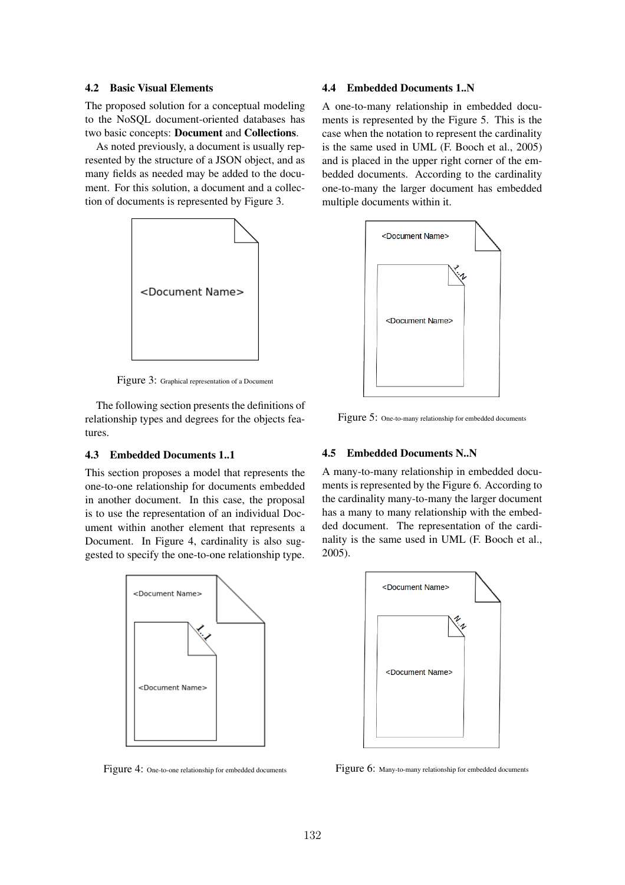### 4.2 Basic Visual Elements

The proposed solution for a conceptual modeling to the NoSQL document-oriented databases has two basic concepts: **Document** and **Collections**.

As noted previously, a document is usually represented by the structure of a JSON object, and as many fields as needed may be added to the document. For this solution, a document and a collection of documents is represented by Figure 3.

Figure 3: Graphical representation of a Document

The following section presents the definitions of relationship types and degrees for the objects features.

### 4.3 Embedded Documents 1..1

This section proposes a model that represents the one-to-one relationship for documents embedded in another document. In this case, the proposal is to use the representation of an individual Document within another element that represents a Document. In Figure 4, cardinality is also suggested to specify the one-to-one relationship type.

Figure 4: One-to-one relationship for embedded documents

### 4.4 Embedded Documents 1..N

A one-to-many relationship in embedded documents is represented by the Figure 5. This is the case when the notation to represent the cardinality is the same used in UML (F. Booch et al., 2005) and is placed in the upper right corner of the embedded documents. According to the cardinality one-to-many the larger document has embedded multiple documents within it.

Figure 5: One-to-many relationship for embedded documents

### 4.5 Embedded Documents N..N

A many-to-many relationship in embedded documents is represented by the Figure 6. According to the cardinality many-to-many the larger document has a many to many relationship with the embedded document. The representation of the cardinality is the same used in UML (F. Booch et al., 2005).

Figure 6: Many-to-many relationship for embedded documents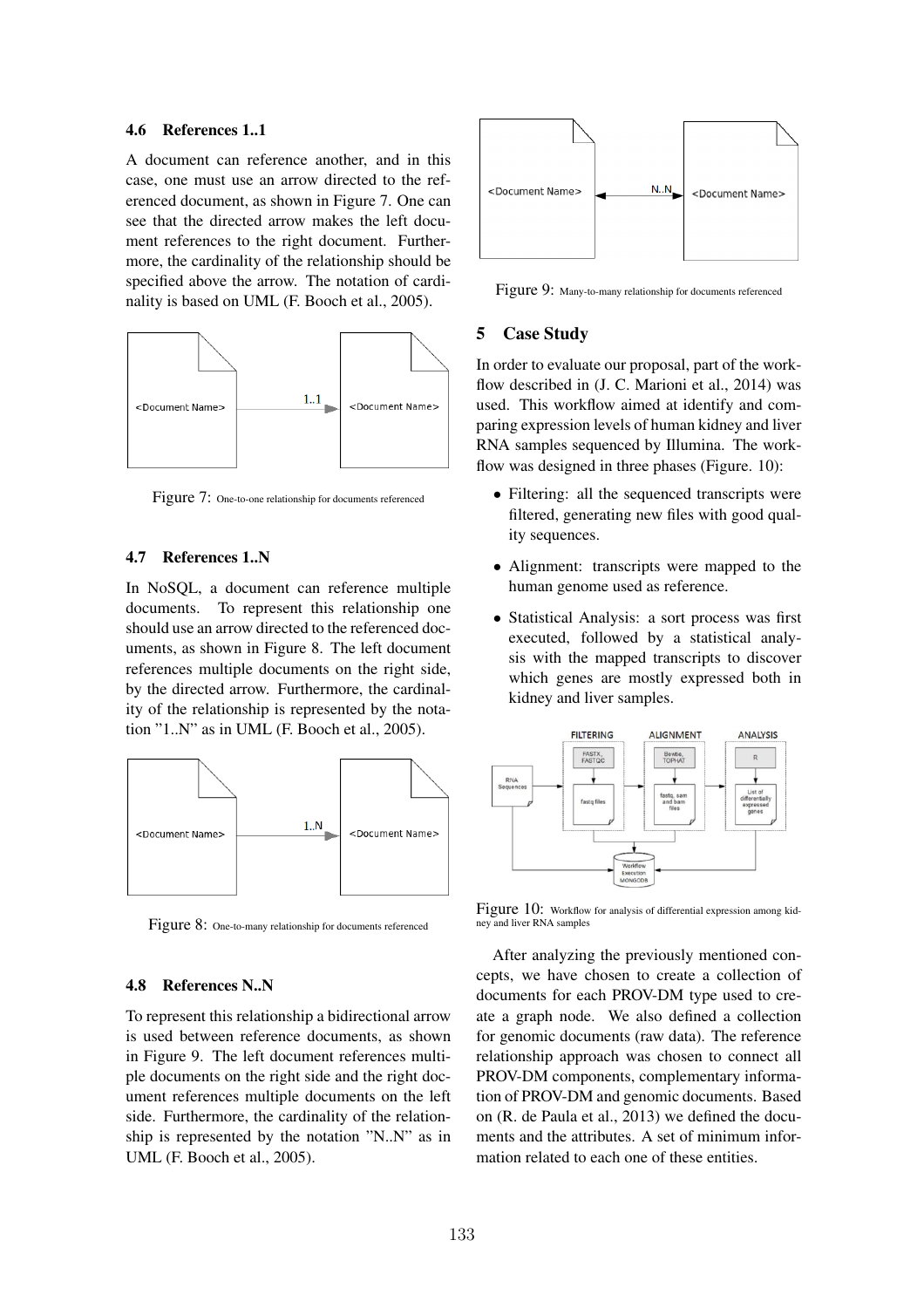### 4.6 References 1..1

A document can reference another, and in this case, one must use an arrow directed to the referenced document, as shown in Figure 7. One can see that the directed arrow makes the left document references to the right document. Furthermore, the cardinality of the relationship should be specified above the arrow. The notation of cardinality is based on UML (F. Booch et al., 2005).

Figure 7: One-to-one relationship for documents referenced

### 4.7 References 1..N

In NoSQL, a document can reference multiple documents. To represent this relationship one should use an arrow directed to the referenced documents, as shown in Figure 8. The left document references multiple documents on the right side, by the directed arrow. Furthermore, the cardinality of the relationship is represented by the notation "1..N" as in UML (F. Booch et al., 2005).

Figure 8: One-to-many relationship for documents referenced

### 4.8 References N..N

To represent this relationship a bidirectional arrow is used between reference documents, as shown in Figure 9. The left document references multiple documents on the right side and the right document references multiple documents on the left side. Furthermore, the cardinality of the relationship is represented by the notation "N..N" as in UML (F. Booch et al., 2005).

Figure 9: Many-to-many relationship for documents referenced

## 5 Case Study

In order to evaluate our proposal, part of the workflow described in (J. C. Marioni et al., 2014) was used. This workflow aimed at identify and comparing expression levels of human kidney and liver RNA samples sequenced by Illumina. The workflow was designed in three phases (Figure. 10):

- Filtering: all the sequenced transcripts were filtered, generating new files with good quality sequences.
- Alignment: transcripts were mapped to the human genome used as reference.
- Statistical Analysis: a sort process was first executed, followed by a statistical analysis with the mapped transcripts to discover which genes are mostly expressed both in kidney and liver samples.

Figure 10: Workflow for analysis of differential expression among kidney and liver RNA samples

After analyzing the previously mentioned concepts, we have chosen to create a collection of documents for each PROV-DM type used to create a graph node. We also defined a collection for genomic documents (raw data). The reference relationship approach was chosen to connect all PROV-DM components, complementary information of PROV-DM and genomic documents. Based on (R. de Paula et al., 2013) we defined the documents and the attributes. A set of minimum information related to each one of these entities.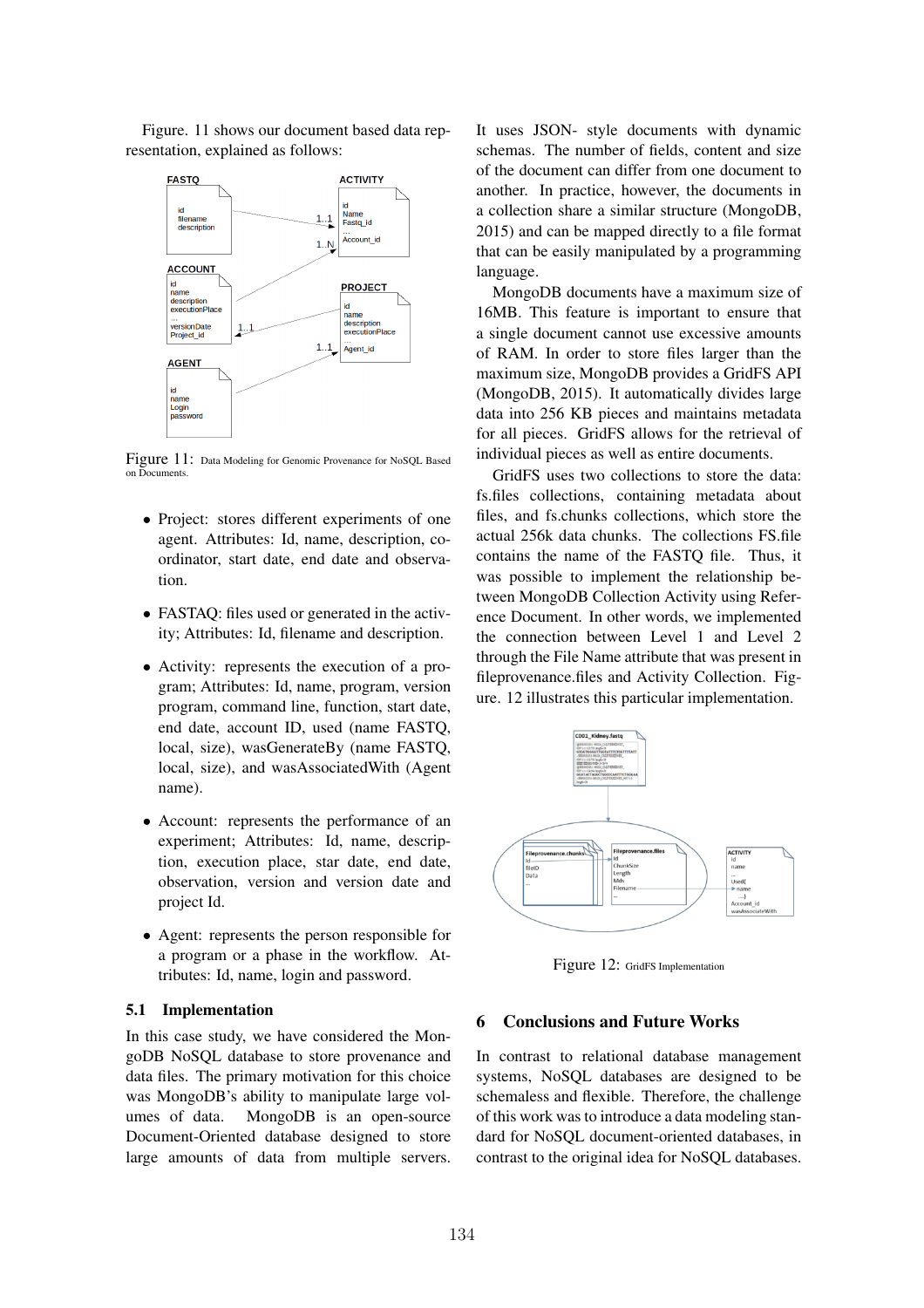Figure. 11 shows our document based data representation, explained as follows:

Figure 11: Data Modeling for Genomic Provenance for NoSQL Based on Documents.

- Project: stores different experiments of one agent. Attributes: Id, name, description, coordinator, start date, end date and observation.
- FASTAQ: files used or generated in the activity; Attributes: Id, filename and description.
- Activity: represents the execution of a program; Attributes: Id, name, program, version program, command line, function, start date, end date, account ID, used (name FASTQ, local, size), wasGenerateBy (name FASTQ, local, size), and wasAssociatedWith (Agent name).
- Account: represents the performance of an experiment; Attributes: Id, name, description, execution place, star date, end date, observation, version and version date and project Id.
- Agent: represents the person responsible for a program or a phase in the workflow. Attributes: Id, name, login and password.

### 5.1 Implementation

In this case study, we have considered the MongoDB NoSQL database to store provenance and data files. The primary motivation for this choice was MongoDB's ability to manipulate large volumes of data. MongoDB is an open-source Document-Oriented database designed to store large amounts of data from multiple servers. It uses JSON- style documents with dynamic schemas. The number of fields, content and size of the document can differ from one document to another. In practice, however, the documents in a collection share a similar structure (MongoDB, 2015) and can be mapped directly to a file format that can be easily manipulated by a programming language.

MongoDB documents have a maximum size of 16MB. This feature is important to ensure that a single document cannot use excessive amounts of RAM. In order to store files larger than the maximum size, MongoDB provides a GridFS API (MongoDB, 2015). It automatically divides large data into 256 KB pieces and maintains metadata for all pieces. GridFS allows for the retrieval of individual pieces as well as entire documents.

GridFS uses two collections to store the data: fs.files collections, containing metadata about files, and fs.chunks collections, which store the actual 256k data chunks. The collections FS.file contains the name of the FASTQ file. Thus, it was possible to implement the relationship between MongoDB Collection Activity using Reference Document. In other words, we implemented the connection between Level 1 and Level 2 through the File Name attribute that was present in fileprovenance.files and Activity Collection. Figure. 12 illustrates this particular implementation.

Figure 12: GridFS Implementation

## 6 Conclusions and Future Works

In contrast to relational database management systems, NoSQL databases are designed to be schemaless and flexible. Therefore, the challenge of this work was to introduce a data modeling standard for NoSQL document-oriented databases, in contrast to the original idea for NoSQL databases.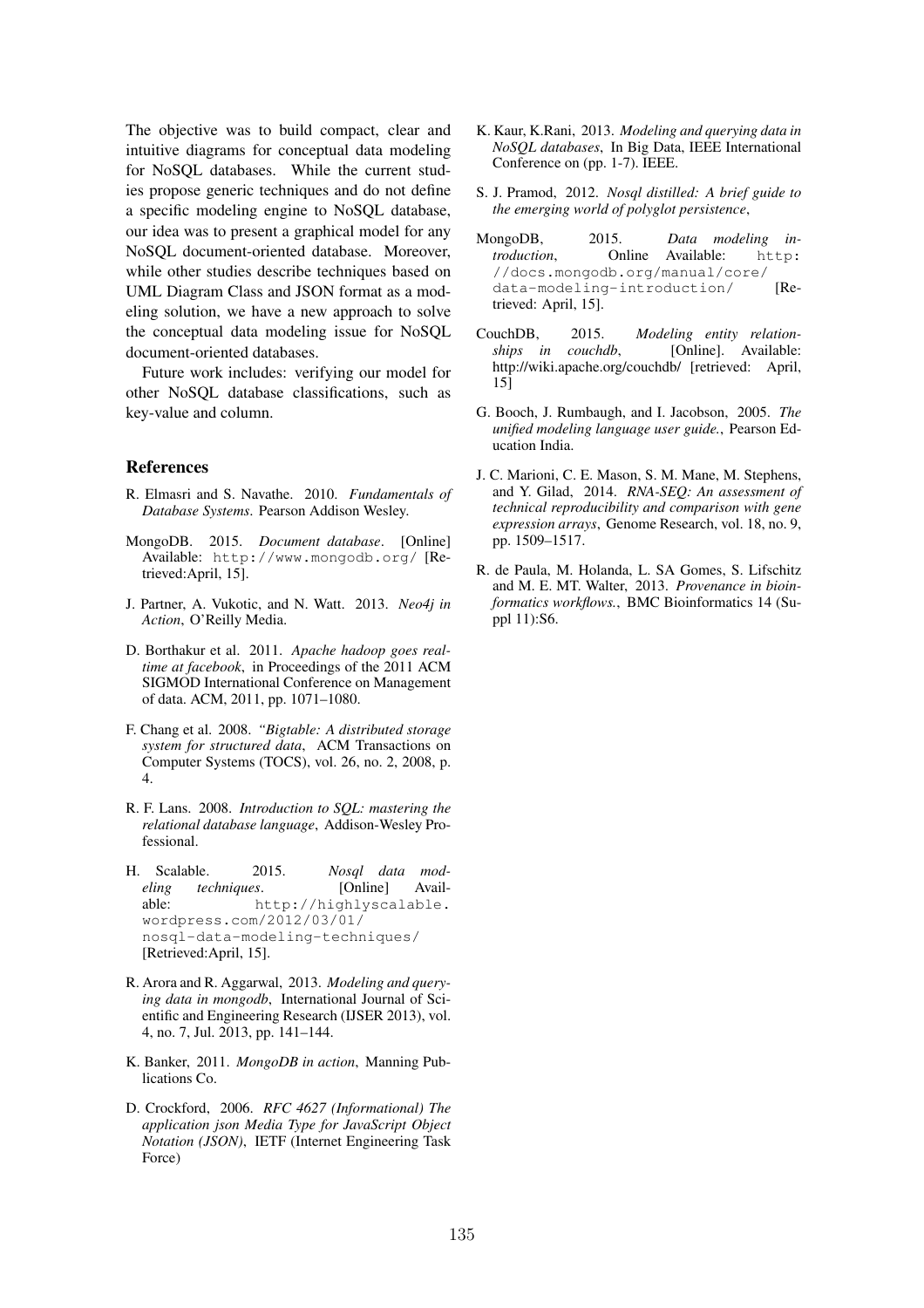The objective was to build compact, clear and intuitive diagrams for conceptual data modeling for NoSQL databases. While the current studies propose generic techniques and do not define a specific modeling engine to NoSQL database, our idea was to present a graphical model for any NoSQL document-oriented database. Moreover, while other studies describe techniques based on UML Diagram Class and JSON format as a modeling solution, we have a new approach to solve the conceptual data modeling issue for NoSQL document-oriented databases.

Future work includes: verifying our model for other NoSQL database classifications, such as key-value and column.

## References

R. Elmasri and S. Navathe. 2010. *Fundamentals of Database Systems*. Pearson Addison Wesley.

MongoDB. 2015. *Document database*. [Online] Available: http://www.mongodb.org/ [Retrieved:April, 15].

J. Partner, A. Vukotic, and N. Watt. 2013. *Neo4j in Action*, O'Reilly Media.

D. Borthakur et al. 2011. *Apache hadoop goes realtime at facebook*, in Proceedings of the 2011 ACM SIGMOD International Conference on Management of data. ACM, 2011, pp. 1071–1080.

F. Chang et al. 2008. *"Bigtable: A distributed storage system for structured data*, ACM Transactions on Computer Systems (TOCS), vol. 26, no. 2, 2008, p. 4.

R. F. Lans. 2008. *Introduction to SQL: mastering the relational database language*, Addison-Wesley Professional.

H. Scalable. 2015. *Nosql data modeling techniques*. [Online] Available: http://highlyscalable.wordpress.com/2012/03/01/nosql-data-modeling-techniques/ [Retrieved:April, 15].

R. Arora and R. Aggarwal, 2013. *Modeling and querying data in mongodb*, International Journal of Scientific and Engineering Research (IJSER 2013), vol. 4, no. 7, Jul. 2013, pp. 141–144.

K. Banker, 2011. *MongoDB in action*, Manning Publications Co.

D. Crockford, 2006. *RFC 4627 (Informational) The application json Media Type for JavaScript Object Notation (JSON)*, IETF (Internet Engineering Task Force)

K. Kaur, K.Rani, 2013. *Modeling and querying data in NoSQL databases*, In Big Data, IEEE International Conference on (pp. 1-7). IEEE.

S. J. Pramod, 2012. *Nosql distilled: A brief guide to the emerging world of polyglot persistence*,

MongoDB, 2015. *Data modeling introduction*, Online Available: http://docs.mongodb.org/manual/core/data-modeling-introduction/ [Retrieved: April, 15].

CouchDB, 2015. *Modeling entity relationships in couchdb*, [Online]. Available: http://wiki.apache.org/couchdb/ [retrieved: April, 15]

G. Booch, J. Rumbaugh, and I. Jacobson, 2005. *The unified modeling language user guide.*, Pearson Education India.

J. C. Marioni, C. E. Mason, S. M. Mane, M. Stephens, and Y. Gilad, 2014. *RNA-SEQ: An assessment of technical reproducibility and comparison with gene expression arrays*, Genome Research, vol. 18, no. 9, pp. 1509–1517.

R. de Paula, M. Holanda, L. SA Gomes, S. Lifschitz and M. E. MT. Walter, 2013. *Provenance in bioinformatics workflows.*, BMC Bioinformatics 14 (Suppl 11):S6.